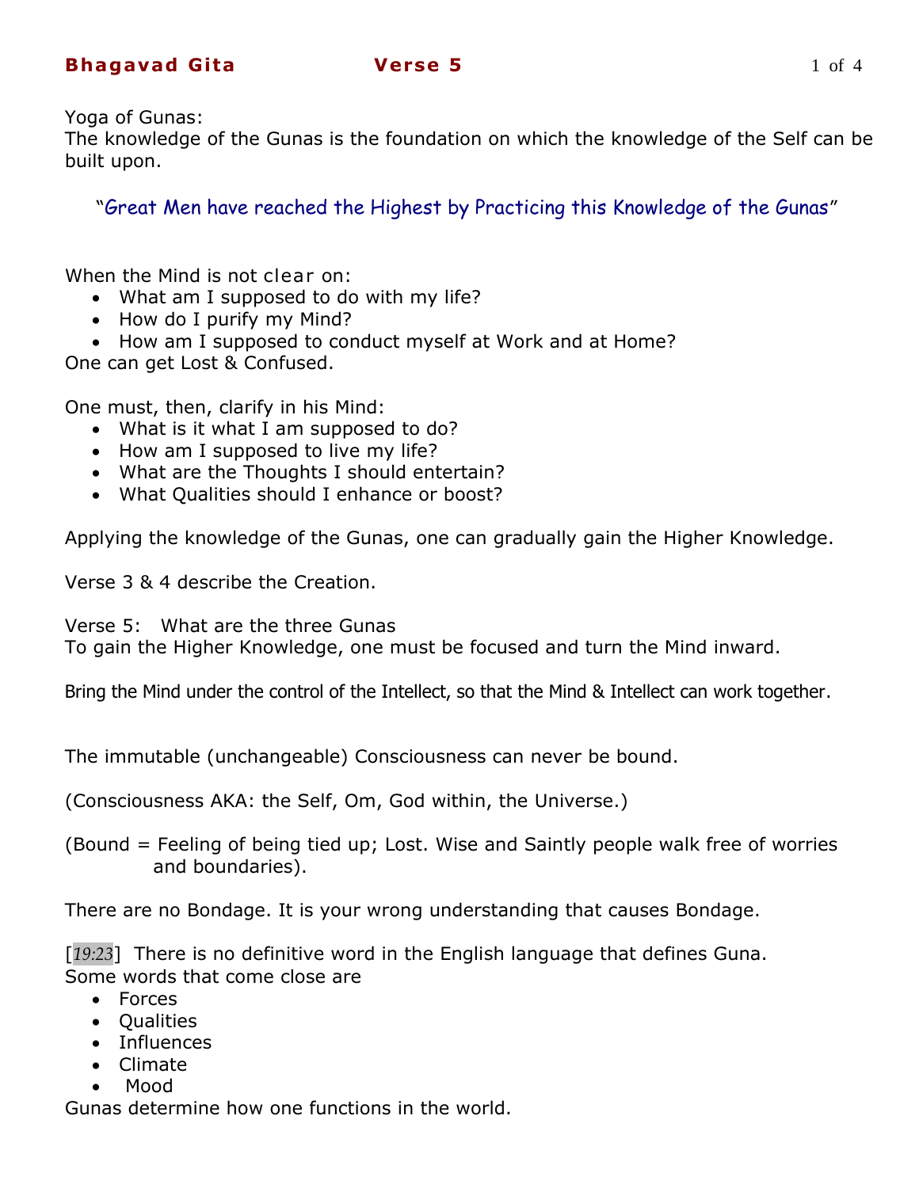Yoga of Gunas:
The knowledge of the Gunas is the foundation on which the knowledge of the Self can be built upon.

"Great Men have reached the Highest by Practicing this Knowledge of the Gunas"

When the Mind is not clear on:

- What am I supposed to do with my life?
- How do I purify my Mind?
- How am I supposed to conduct myself at Work and at Home?

One can get Lost & Confused.

One must, then, clarify in his Mind:

- What is it what I am supposed to do?
- How am I supposed to live my life?
- What are the Thoughts I should entertain?
- What Qualities should I enhance or boost?

Applying the knowledge of the Gunas, one can gradually gain the Higher Knowledge.

Verse 3 & 4 describe the Creation.

Verse 5: What are the three Gunas
To gain the Higher Knowledge, one must be focused and turn the Mind inward.

Bring the Mind under the control of the Intellect, so that the Mind & Intellect can work together.

The immutable (unchangeable) Consciousness can never be bound.

(Consciousness AKA: the Self, Om, God within, the Universe.)

(Bound = Feeling of being tied up; Lost. Wise and Saintly people walk free of worries and boundaries).

There are no Bondage. It is your wrong understanding that causes Bondage.

[*19:23*] There is no definitive word in the English language that defines Guna.
Some words that come close are

- Forces
- Qualities
- Influences
- Climate
- Mood

Gunas determine how one functions in the world.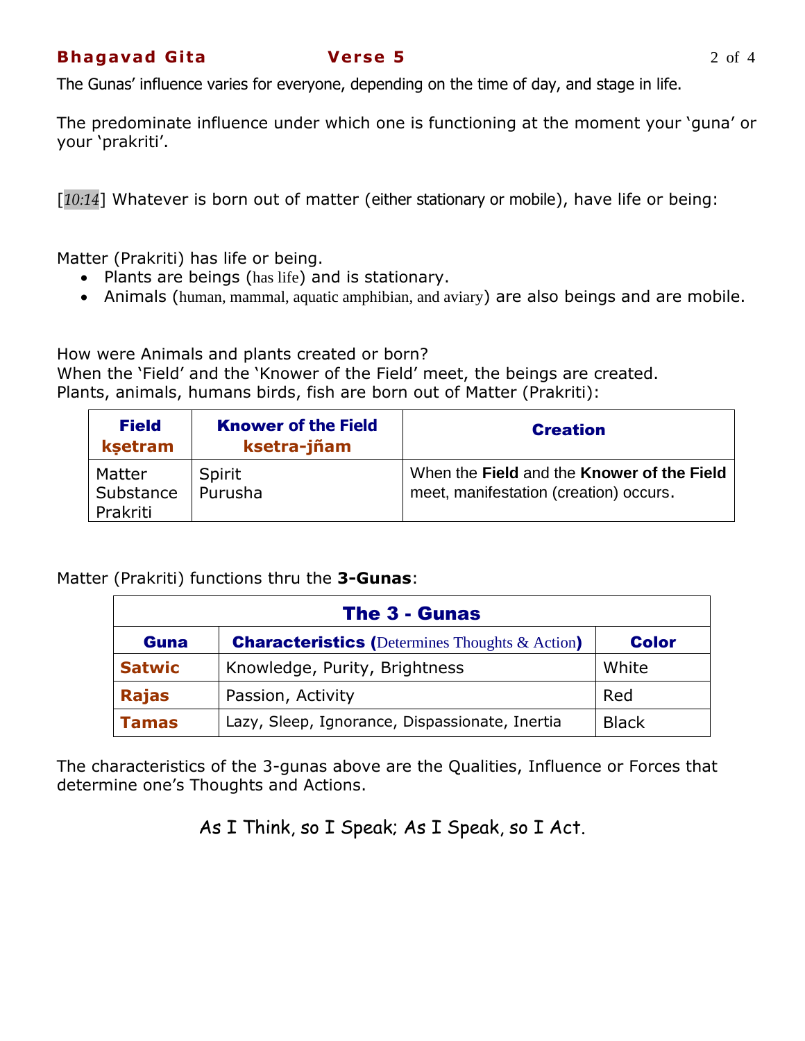The Gunas' influence varies for everyone, depending on the time of day, and stage in life.

The predominate influence under which one is functioning at the moment your 'guna' or your 'prakriti'.

[*10:14*] Whatever is born out of matter (either stationary or mobile), have life or being:

Matter (Prakriti) has life or being.

- Plants are beings (has life) and is stationary.
- Animals (human, mammal, aquatic amphibian, and aviary) are also beings and are mobile.

How were Animals and plants created or born?
When the 'Field' and the 'Knower of the Field' meet, the beings are created.
Plants, animals, humans birds, fish are born out of Matter (Prakriti):

| **Field** **kṣetram** | **Knower of the Field** **ksetra-jñam** | **Creation** |
|---|---|---|
| Matter Substance Prakriti | Spirit Purusha | When the **Field** and the **Knower of the Field** meet, manifestation (creation) occurs. |

Matter (Prakriti) functions thru the **3-Gunas**:

| **The 3 - Gunas** | | |
|---|---|---|
| **Guna** | **Characteristics (**Determines Thoughts & Action**)** | **Color** |
| **Satwic** | Knowledge, Purity, Brightness | White |
| **Rajas** | Passion, Activity | Red |
| **Tamas** | Lazy, Sleep, Ignorance, Dispassionate, Inertia | Black |

The characteristics of the 3-gunas above are the Qualities, Influence or Forces that determine one's Thoughts and Actions.

As I Think, so I Speak; As I Speak, so I Act.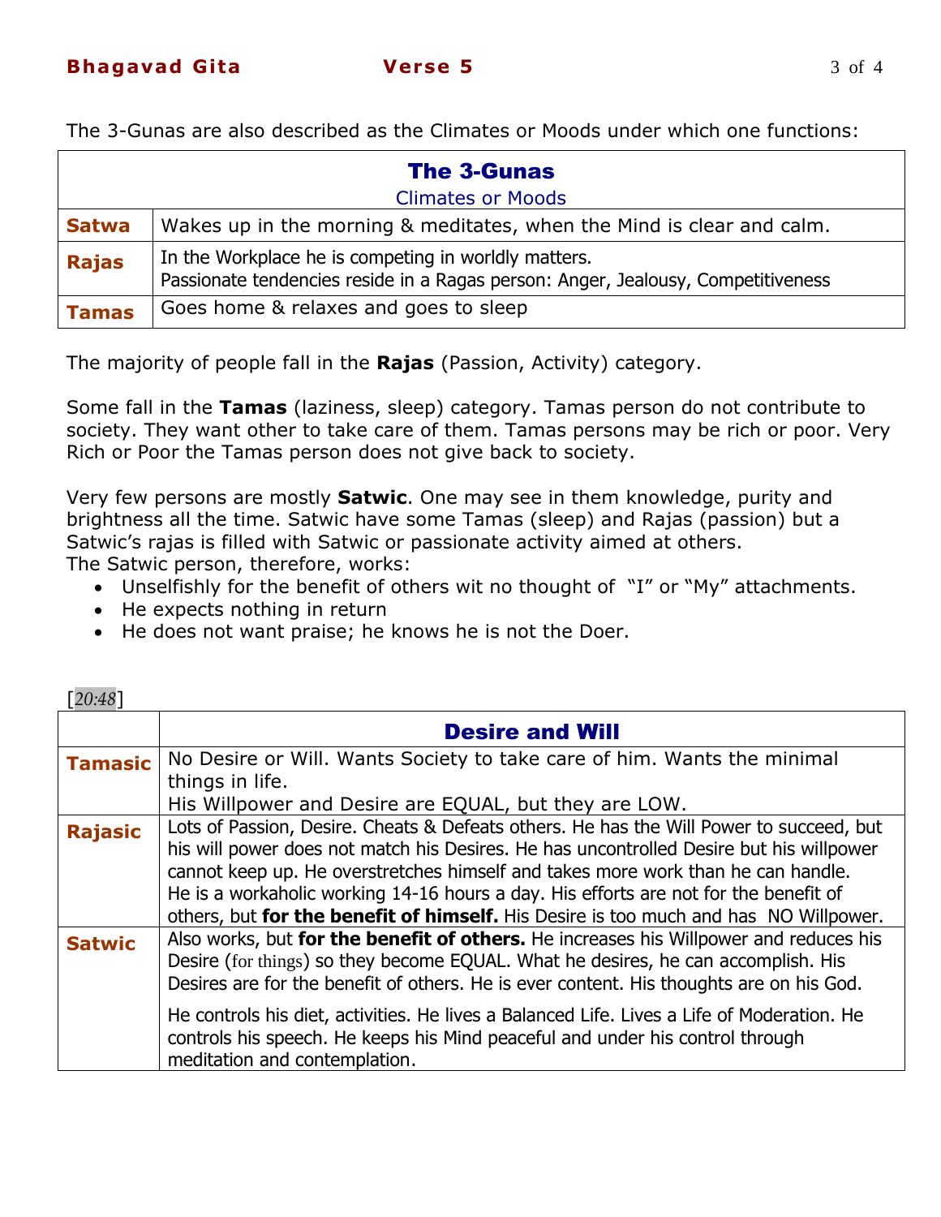The 3-Gunas are also described as the Climates or Moods under which one functions:

| The 3-Gunas<br>Climates or Moods | |
|---|---|
| **Satwa** | Wakes up in the morning & meditates, when the Mind is clear and calm. |
| **Rajas** | In the Workplace he is competing in worldly matters.<br>Passionate tendencies reside in a Ragas person: Anger, Jealousy, Competitiveness |
| **Tamas** | Goes home & relaxes and goes to sleep |

The majority of people fall in the **Rajas** (Passion, Activity) category.

Some fall in the **Tamas** (laziness, sleep) category. Tamas person do not contribute to society. They want other to take care of them. Tamas persons may be rich or poor. Very Rich or Poor the Tamas person does not give back to society.

Very few persons are mostly **Satwic**. One may see in them knowledge, purity and brightness all the time. Satwic have some Tamas (sleep) and Rajas (passion) but a Satwic's rajas is filled with Satwic or passionate activity aimed at others.
The Satwic person, therefore, works:

- Unselfishly for the benefit of others wit no thought of "I" or "My" attachments.
- He expects nothing in return
- He does not want praise; he knows he is not the Doer.

[*20:48*]

| | Desire and Will |
|---|---|
| **Tamasic** | No Desire or Will. Wants Society to take care of him. Wants the minimal things in life.<br>His Willpower and Desire are EQUAL, but they are LOW. |
| **Rajasic** | Lots of Passion, Desire. Cheats & Defeats others. He has the Will Power to succeed, but his will power does not match his Desires. He has uncontrolled Desire but his willpower cannot keep up. He overstretches himself and takes more work than he can handle. He is a workaholic working 14-16 hours a day. His efforts are not for the benefit of others, but **for the benefit of himself.** His Desire is too much and has NO Willpower. |
| **Satwic** | Also works, but **for the benefit of others.** He increases his Willpower and reduces his Desire (for things) so they become EQUAL. What he desires, he can accomplish. His Desires are for the benefit of others. He is ever content. His thoughts are on his God.<br><br>He controls his diet, activities. He lives a Balanced Life. Lives a Life of Moderation. He controls his speech. He keeps his Mind peaceful and under his control through meditation and contemplation. |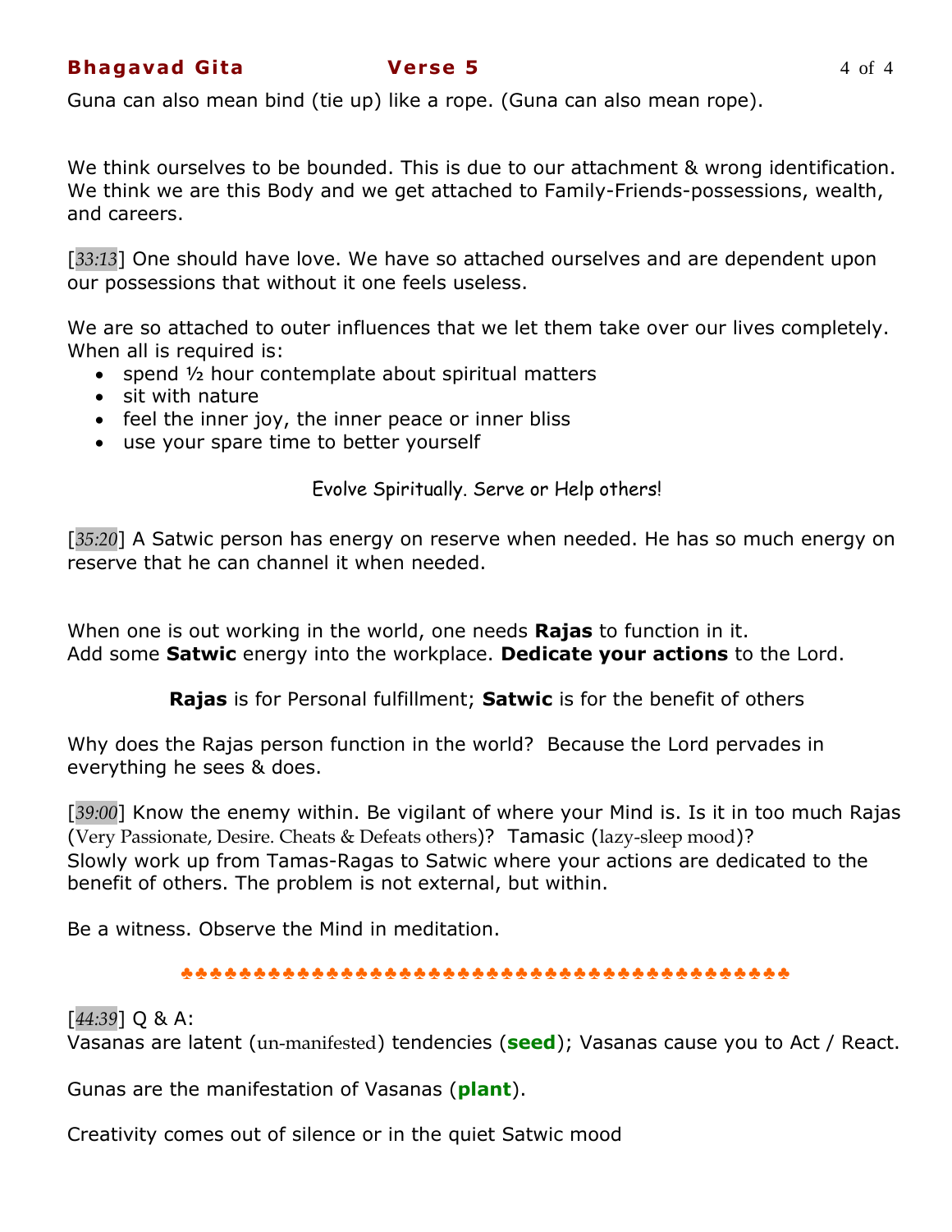Guna can also mean bind (tie up) like a rope. (Guna can also mean rope).

We think ourselves to be bounded. This is due to our attachment & wrong identification. We think we are this Body and we get attached to Family-Friends-possessions, wealth, and careers.

[*33:13*] One should have love. We have so attached ourselves and are dependent upon our possessions that without it one feels useless.

We are so attached to outer influences that we let them take over our lives completely. When all is required is:

- spend ½ hour contemplate about spiritual matters
- sit with nature
- feel the inner joy, the inner peace or inner bliss
- use your spare time to better yourself

Evolve Spiritually. Serve or Help others!

[*35:20*] A Satwic person has energy on reserve when needed. He has so much energy on reserve that he can channel it when needed.

When one is out working in the world, one needs **Rajas** to function in it.
Add some **Satwic** energy into the workplace. **Dedicate your actions** to the Lord.

**Rajas** is for Personal fulfillment; **Satwic** is for the benefit of others

Why does the Rajas person function in the world? Because the Lord pervades in everything he sees & does.

[*39:00*] Know the enemy within. Be vigilant of where your Mind is. Is it in too much Rajas (Very Passionate, Desire. Cheats & Defeats others)? Tamasic (lazy-sleep mood)?
Slowly work up from Tamas-Ragas to Satwic where your actions are dedicated to the benefit of others. The problem is not external, but within.

Be a witness. Observe the Mind in meditation.

♣♣♣♣♣♣♣♣♣♣♣♣♣♣♣♣♣♣♣♣♣♣♣♣♣♣♣♣♣♣♣♣♣♣♣♣♣♣♣♣♣♣♣♣♣♣

[*44:39*] Q & A:
Vasanas are latent (un-manifested) tendencies (**seed**); Vasanas cause you to Act / React.

Gunas are the manifestation of Vasanas (**plant**).

Creativity comes out of silence or in the quiet Satwic mood